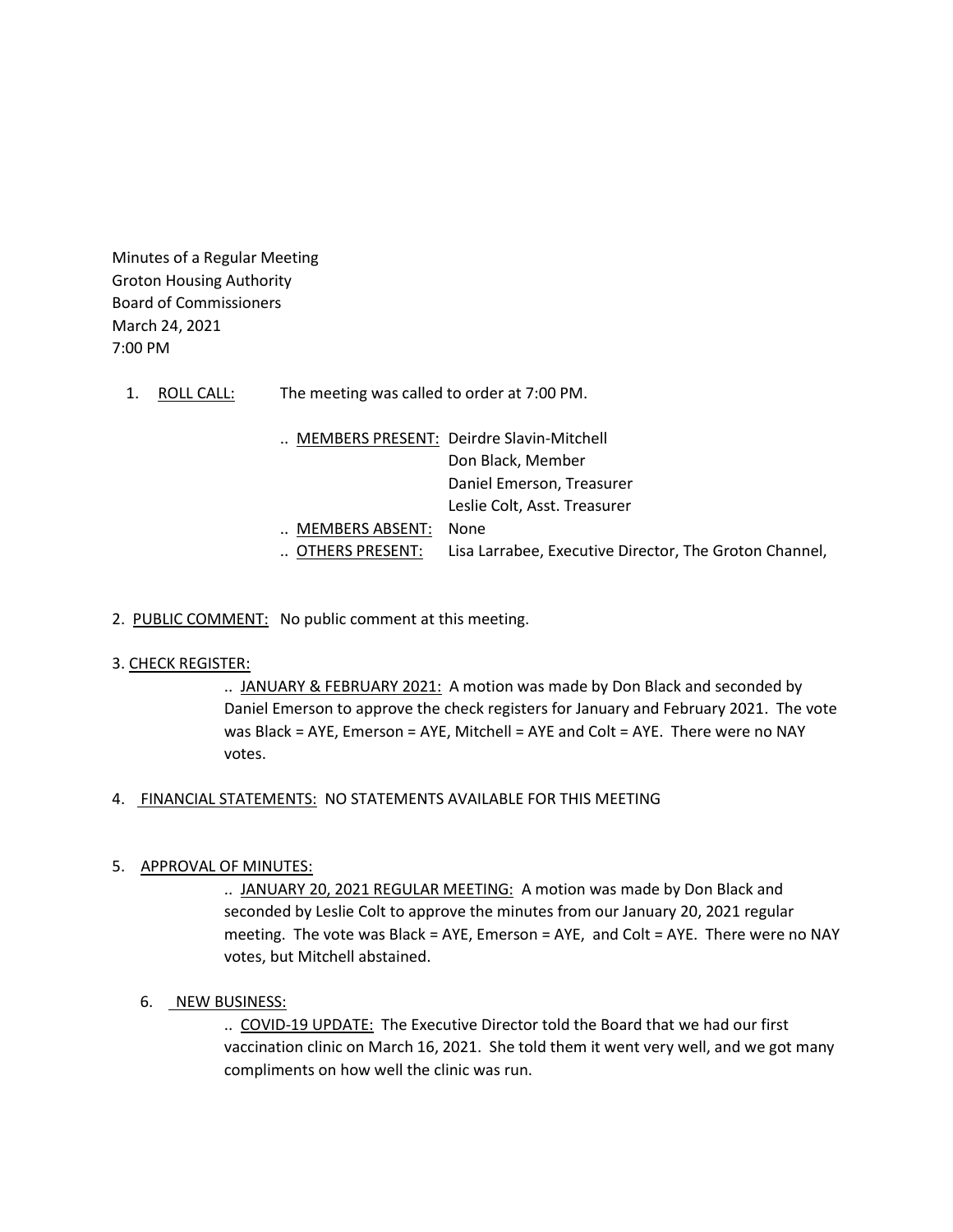Minutes of a Regular Meeting
Groton Housing Authority
Board of Commissioners
March 24, 2021
7:00 PM

1. ROLL CALL: The meeting was called to order at 7:00 PM.

   .. MEMBERS PRESENT: Deirdre Slavin-Mitchell
   Don Black, Member
   Daniel Emerson, Treasurer
   Leslie Colt, Asst. Treasurer

   .. MEMBERS ABSENT: None

   .. OTHERS PRESENT: Lisa Larrabee, Executive Director, The Groton Channel,

2. PUBLIC COMMENT: No public comment at this meeting.

3. CHECK REGISTER:

   .. JANUARY & FEBRUARY 2021: A motion was made by Don Black and seconded by Daniel Emerson to approve the check registers for January and February 2021. The vote was Black = AYE, Emerson = AYE, Mitchell = AYE and Colt = AYE. There were no NAY votes.

4. FINANCIAL STATEMENTS: NO STATEMENTS AVAILABLE FOR THIS MEETING

5. APPROVAL OF MINUTES:

   .. JANUARY 20, 2021 REGULAR MEETING: A motion was made by Don Black and seconded by Leslie Colt to approve the minutes from our January 20, 2021 regular meeting. The vote was Black = AYE, Emerson = AYE, and Colt = AYE. There were no NAY votes, but Mitchell abstained.

6. NEW BUSINESS:

   .. COVID-19 UPDATE: The Executive Director told the Board that we had our first vaccination clinic on March 16, 2021. She told them it went very well, and we got many compliments on how well the clinic was run.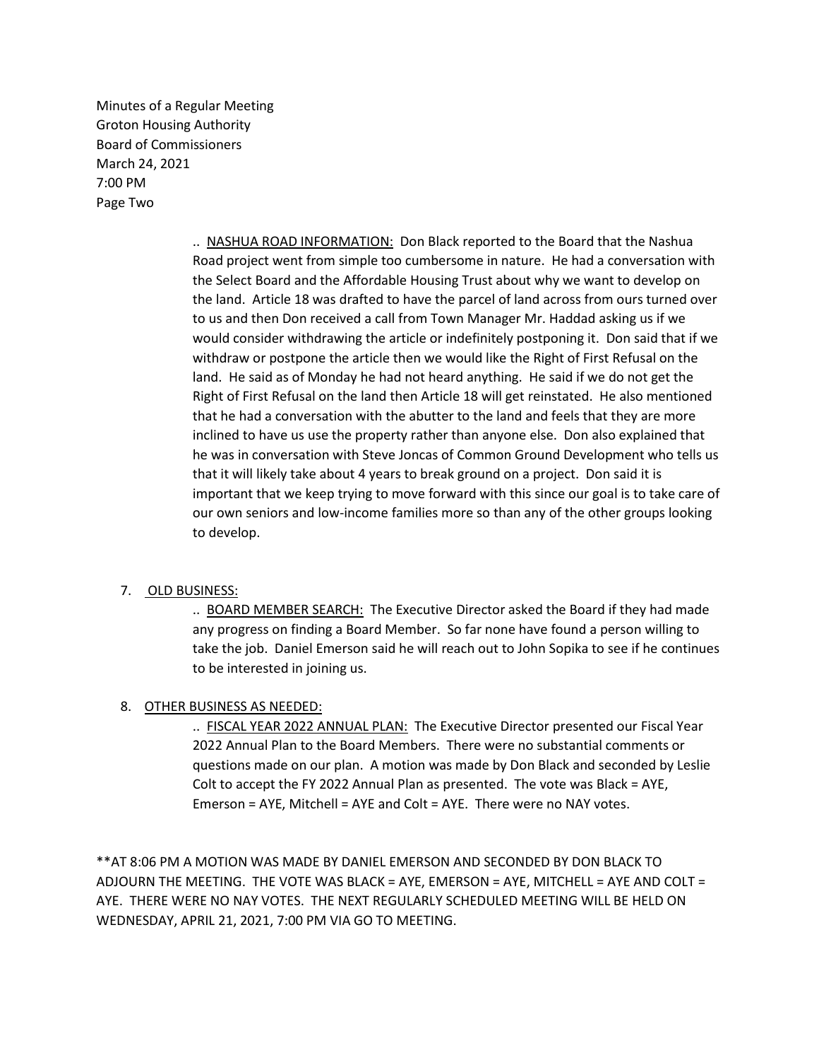Minutes of a Regular Meeting
Groton Housing Authority
Board of Commissioners
March 24, 2021
7:00 PM
Page Two

.. <u>NASHUA ROAD INFORMATION:</u> Don Black reported to the Board that the Nashua Road project went from simple too cumbersome in nature. He had a conversation with the Select Board and the Affordable Housing Trust about why we want to develop on the land. Article 18 was drafted to have the parcel of land across from ours turned over to us and then Don received a call from Town Manager Mr. Haddad asking us if we would consider withdrawing the article or indefinitely postponing it. Don said that if we withdraw or postpone the article then we would like the Right of First Refusal on the land. He said as of Monday he had not heard anything. He said if we do not get the Right of First Refusal on the land then Article 18 will get reinstated. He also mentioned that he had a conversation with the abutter to the land and feels that they are more inclined to have us use the property rather than anyone else. Don also explained that he was in conversation with Steve Joncas of Common Ground Development who tells us that it will likely take about 4 years to break ground on a project. Don said it is important that we keep trying to move forward with this since our goal is to take care of our own seniors and low-income families more so than any of the other groups looking to develop.

7. <u>OLD BUSINESS:</u>

.. <u>BOARD MEMBER SEARCH:</u> The Executive Director asked the Board if they had made any progress on finding a Board Member. So far none have found a person willing to take the job. Daniel Emerson said he will reach out to John Sopika to see if he continues to be interested in joining us.

8. <u>OTHER BUSINESS AS NEEDED:</u>

.. <u>FISCAL YEAR 2022 ANNUAL PLAN:</u> The Executive Director presented our Fiscal Year 2022 Annual Plan to the Board Members. There were no substantial comments or questions made on our plan. A motion was made by Don Black and seconded by Leslie Colt to accept the FY 2022 Annual Plan as presented. The vote was Black = AYE, Emerson = AYE, Mitchell = AYE and Colt = AYE. There were no NAY votes.

**AT 8:06 PM A MOTION WAS MADE BY DANIEL EMERSON AND SECONDED BY DON BLACK TO ADJOURN THE MEETING. THE VOTE WAS BLACK = AYE, EMERSON = AYE, MITCHELL = AYE AND COLT = AYE. THERE WERE NO NAY VOTES. THE NEXT REGULARLY SCHEDULED MEETING WILL BE HELD ON WEDNESDAY, APRIL 21, 2021, 7:00 PM VIA GO TO MEETING.